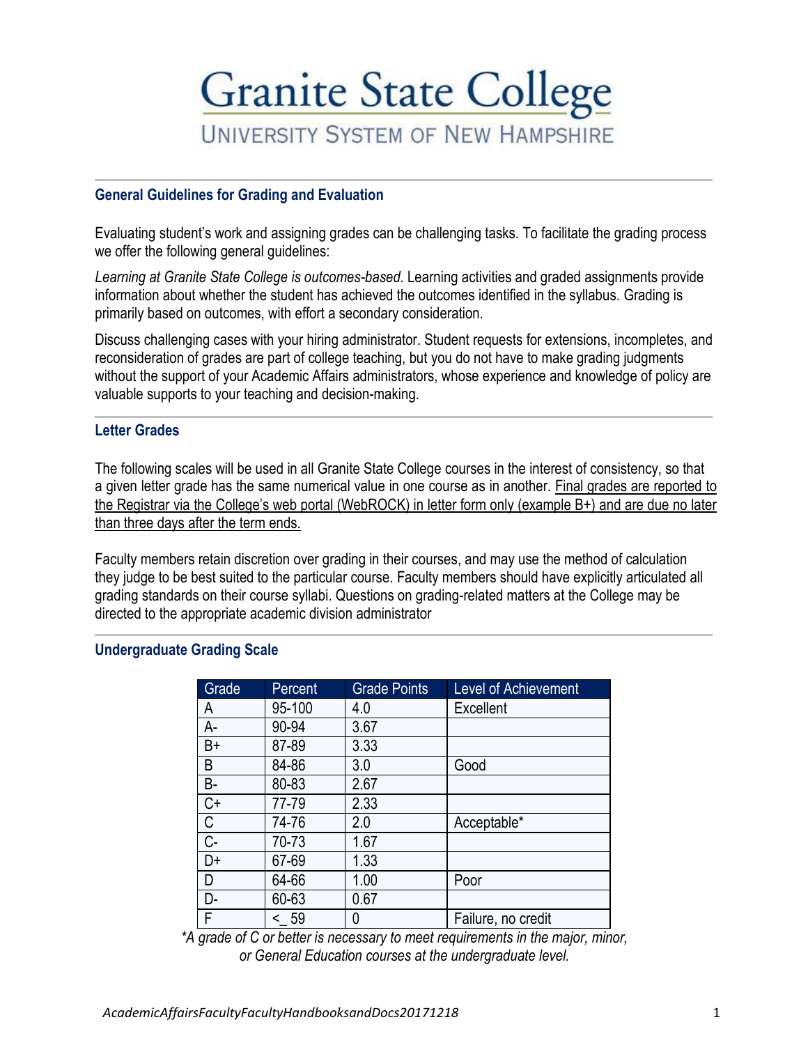# Granite State College

UNIVERSITY SYSTEM OF NEW HAMPSHIRE

## General Guidelines for Grading and Evaluation

Evaluating student's work and assigning grades can be challenging tasks. To facilitate the grading process we offer the following general guidelines:

*Learning at Granite State College is outcomes-based*. Learning activities and graded assignments provide information about whether the student has achieved the outcomes identified in the syllabus. Grading is primarily based on outcomes, with effort a secondary consideration.

Discuss challenging cases with your hiring administrator. Student requests for extensions, incompletes, and reconsideration of grades are part of college teaching, but you do not have to make grading judgments without the support of your Academic Affairs administrators, whose experience and knowledge of policy are valuable supports to your teaching and decision-making.

## Letter Grades

The following scales will be used in all Granite State College courses in the interest of consistency, so that a given letter grade has the same numerical value in one course as in another. Final grades are reported to the Registrar via the College's web portal (WebROCK) in letter form only (example B+) and are due no later than three days after the term ends.

Faculty members retain discretion over grading in their courses, and may use the method of calculation they judge to be best suited to the particular course. Faculty members should have explicitly articulated all grading standards on their course syllabi. Questions on grading-related matters at the College may be directed to the appropriate academic division administrator

## Undergraduate Grading Scale

| Grade | Percent | Grade Points | Level of Achievement |
|---|---|---|---|
| A | 95-100 | 4.0 | Excellent |
| A- | 90-94 | 3.67 | |
| B+ | 87-89 | 3.33 | |
| B | 84-86 | 3.0 | Good |
| B- | 80-83 | 2.67 | |
| C+ | 77-79 | 2.33 | |
| C | 74-76 | 2.0 | Acceptable* |
| C- | 70-73 | 1.67 | |
| D+ | 67-69 | 1.33 | |
| D | 64-66 | 1.00 | Poor |
| D- | 60-63 | 0.67 | |
| F | ≤ 59 | 0 | Failure, no credit |

*\*A grade of C or better is necessary to meet requirements in the major, minor, or General Education courses at the undergraduate level.*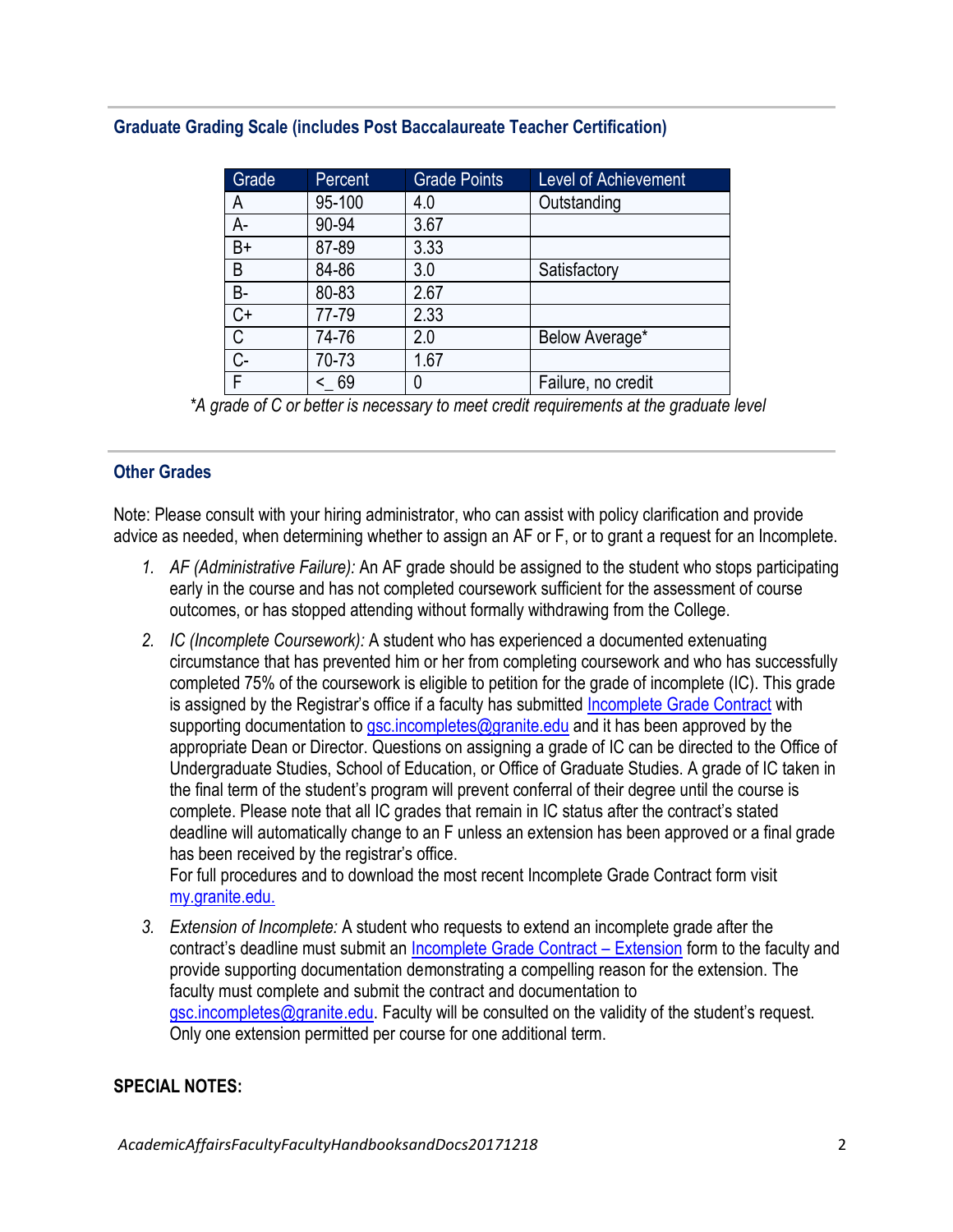### Graduate Grading Scale (includes Post Baccalaureate Teacher Certification)

| Grade | Percent | Grade Points | Level of Achievement |
|---|---|---|---|
| A | 95-100 | 4.0 | Outstanding |
| A- | 90-94 | 3.67 | |
| B+ | 87-89 | 3.33 | |
| B | 84-86 | 3.0 | Satisfactory |
| B- | 80-83 | 2.67 | |
| C+ | 77-79 | 2.33 | |
| C | 74-76 | 2.0 | Below Average* |
| C- | 70-73 | 1.67 | |
| F | <_ 69 | 0 | Failure, no credit |

*\*A grade of C or better is necessary to meet credit requirements at the graduate level*

### Other Grades

Note: Please consult with your hiring administrator, who can assist with policy clarification and provide advice as needed, when determining whether to assign an AF or F, or to grant a request for an Incomplete.

1. *AF (Administrative Failure):* An AF grade should be assigned to the student who stops participating early in the course and has not completed coursework sufficient for the assessment of course outcomes, or has stopped attending without formally withdrawing from the College.
2. *IC (Incomplete Coursework):* A student who has experienced a documented extenuating circumstance that has prevented him or her from completing coursework and who has successfully completed 75% of the coursework is eligible to petition for the grade of incomplete (IC). This grade is assigned by the Registrar's office if a faculty has submitted Incomplete Grade Contract with supporting documentation to gsc.incompletes@granite.edu and it has been approved by the appropriate Dean or Director. Questions on assigning a grade of IC can be directed to the Office of Undergraduate Studies, School of Education, or Office of Graduate Studies. A grade of IC taken in the final term of the student's program will prevent conferral of their degree until the course is complete. Please note that all IC grades that remain in IC status after the contract's stated deadline will automatically change to an F unless an extension has been approved or a final grade has been received by the registrar's office.
   For full procedures and to download the most recent Incomplete Grade Contract form visit my.granite.edu.
3. *Extension of Incomplete:* A student who requests to extend an incomplete grade after the contract's deadline must submit an Incomplete Grade Contract – Extension form to the faculty and provide supporting documentation demonstrating a compelling reason for the extension. The faculty must complete and submit the contract and documentation to gsc.incompletes@granite.edu. Faculty will be consulted on the validity of the student's request. Only one extension permitted per course for one additional term.

**SPECIAL NOTES:**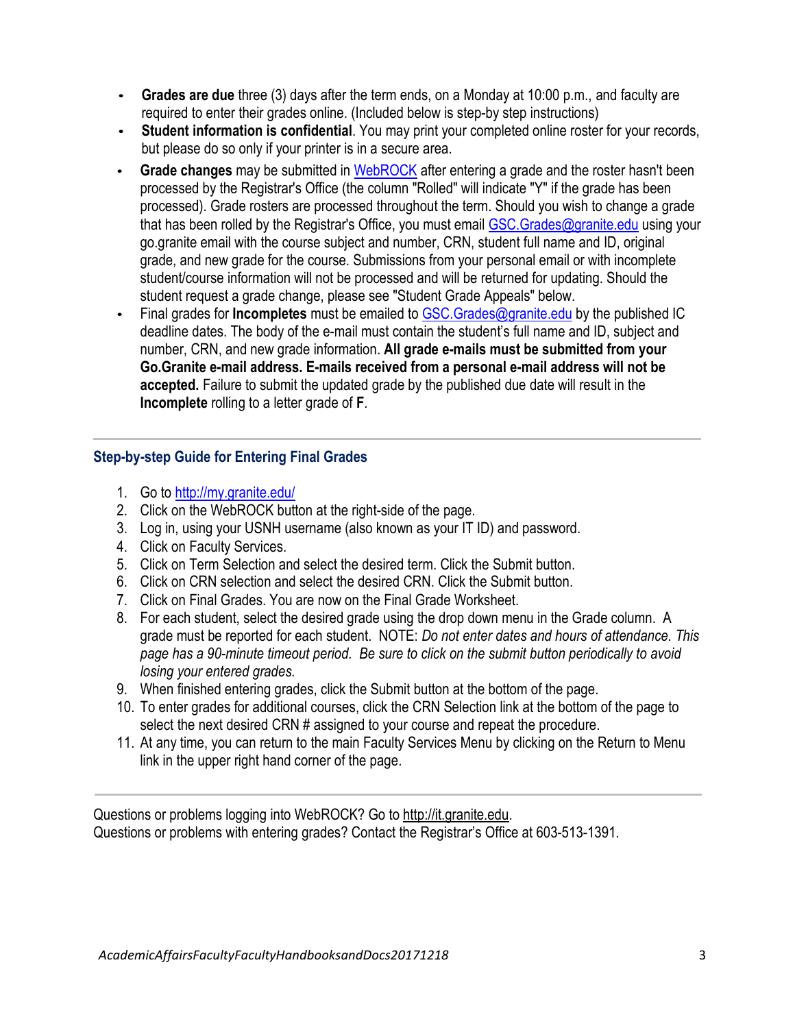- **Grades are due** three (3) days after the term ends, on a Monday at 10:00 p.m., and faculty are required to enter their grades online. (Included below is step-by step instructions)
- **Student information is confidential**. You may print your completed online roster for your records, but please do so only if your printer is in a secure area.
- **Grade changes** may be submitted in WebROCK after entering a grade and the roster hasn't been processed by the Registrar's Office (the column "Rolled" will indicate "Y" if the grade has been processed). Grade rosters are processed throughout the term. Should you wish to change a grade that has been rolled by the Registrar's Office, you must email GSC.Grades@granite.edu using your go.granite email with the course subject and number, CRN, student full name and ID, original grade, and new grade for the course. Submissions from your personal email or with incomplete student/course information will not be processed and will be returned for updating. Should the student request a grade change, please see "Student Grade Appeals" below.
- Final grades for **Incompletes** must be emailed to GSC.Grades@granite.edu by the published IC deadline dates. The body of the e-mail must contain the student's full name and ID, subject and number, CRN, and new grade information. **All grade e-mails must be submitted from your Go.Granite e-mail address. E-mails received from a personal e-mail address will not be accepted.** Failure to submit the updated grade by the published due date will result in the **Incomplete** rolling to a letter grade of **F**.

---

## Step-by-step Guide for Entering Final Grades

1. Go to http://my.granite.edu/
2. Click on the WebROCK button at the right-side of the page.
3. Log in, using your USNH username (also known as your IT ID) and password.
4. Click on Faculty Services.
5. Click on Term Selection and select the desired term. Click the Submit button.
6. Click on CRN selection and select the desired CRN. Click the Submit button.
7. Click on Final Grades. You are now on the Final Grade Worksheet.
8. For each student, select the desired grade using the drop down menu in the Grade column. A grade must be reported for each student. NOTE: *Do not enter dates and hours of attendance. This page has a 90-minute timeout period. Be sure to click on the submit button periodically to avoid losing your entered grades.*
9. When finished entering grades, click the Submit button at the bottom of the page.
10. To enter grades for additional courses, click the CRN Selection link at the bottom of the page to select the next desired CRN # assigned to your course and repeat the procedure.
11. At any time, you can return to the main Faculty Services Menu by clicking on the Return to Menu link in the upper right hand corner of the page.

---

Questions or problems logging into WebROCK? Go to http://it.granite.edu.
Questions or problems with entering grades? Contact the Registrar's Office at 603-513-1391.